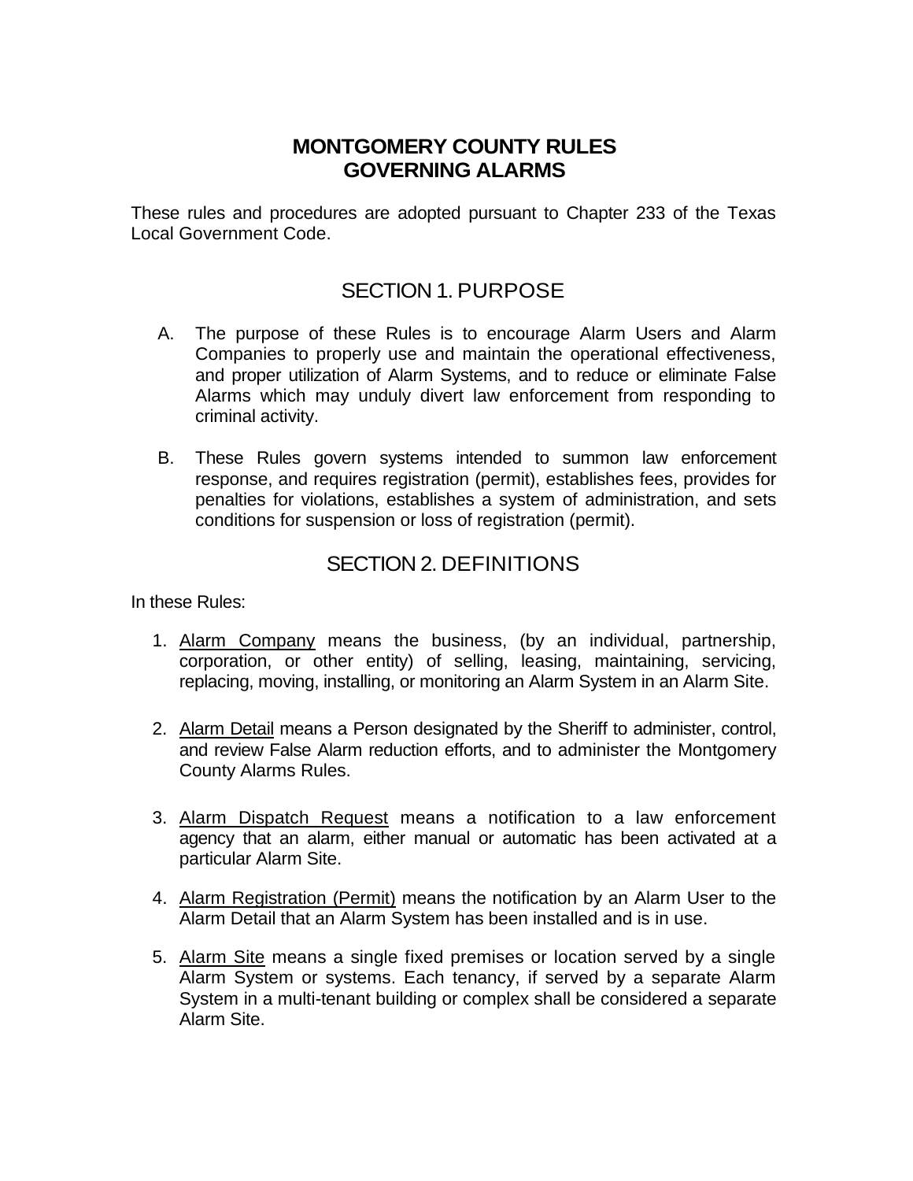# MONTGOMERY COUNTY RULES GOVERNING ALARMS

These rules and procedures are adopted pursuant to Chapter 233 of the Texas Local Government Code.

## SECTION 1. PURPOSE

A. The purpose of these Rules is to encourage Alarm Users and Alarm Companies to properly use and maintain the operational effectiveness, and proper utilization of Alarm Systems, and to reduce or eliminate False Alarms which may unduly divert law enforcement from responding to criminal activity.

B. These Rules govern systems intended to summon law enforcement response, and requires registration (permit), establishes fees, provides for penalties for violations, establishes a system of administration, and sets conditions for suspension or loss of registration (permit).

## SECTION 2. DEFINITIONS

In these Rules:

1. Alarm Company means the business, (by an individual, partnership, corporation, or other entity) of selling, leasing, maintaining, servicing, replacing, moving, installing, or monitoring an Alarm System in an Alarm Site.

2. Alarm Detail means a Person designated by the Sheriff to administer, control, and review False Alarm reduction efforts, and to administer the Montgomery County Alarms Rules.

3. Alarm Dispatch Request means a notification to a law enforcement agency that an alarm, either manual or automatic has been activated at a particular Alarm Site.

4. Alarm Registration (Permit) means the notification by an Alarm User to the Alarm Detail that an Alarm System has been installed and is in use.

5. Alarm Site means a single fixed premises or location served by a single Alarm System or systems. Each tenancy, if served by a separate Alarm System in a multi-tenant building or complex shall be considered a separate Alarm Site.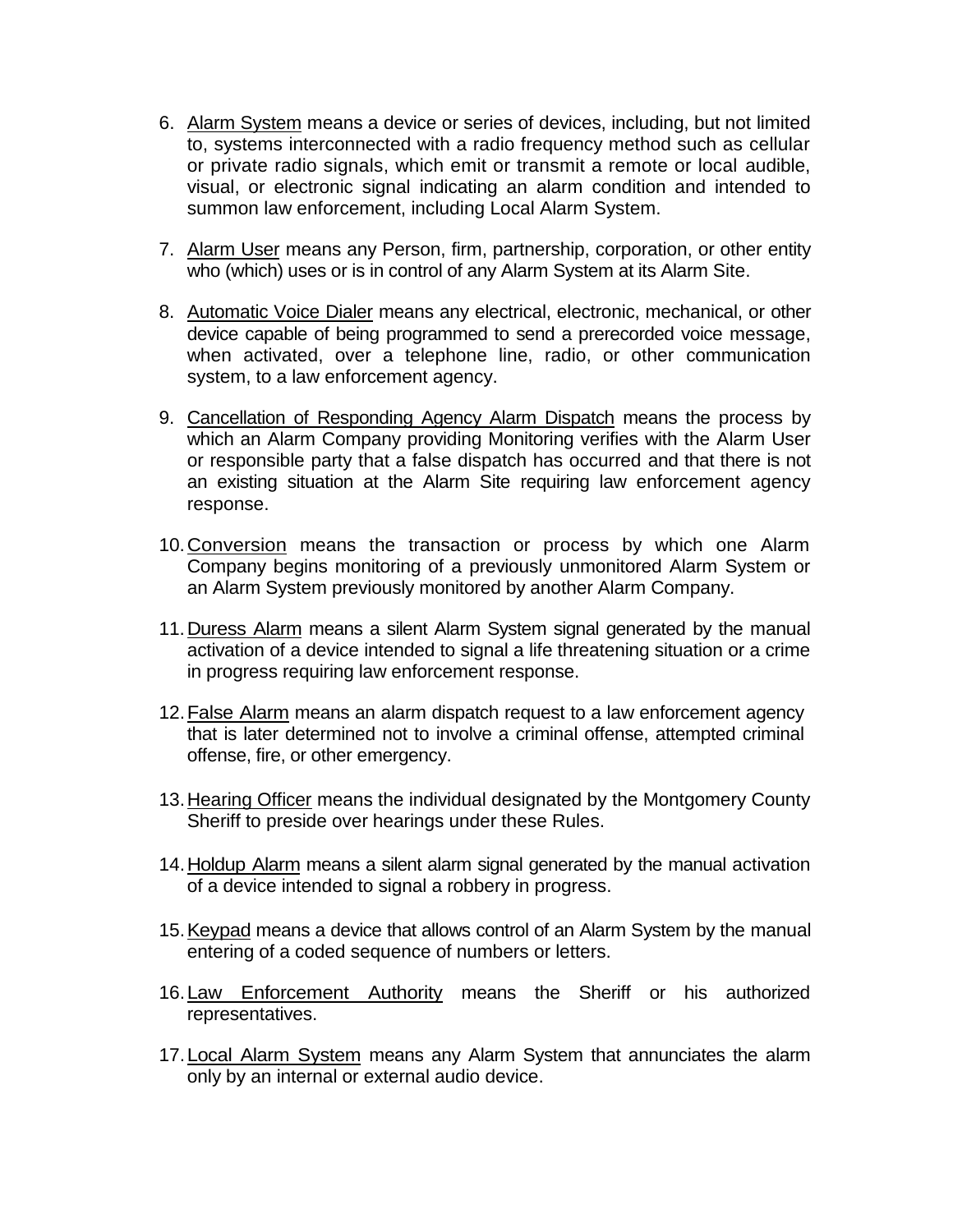6. <u>Alarm System</u> means a device or series of devices, including, but not limited to, systems interconnected with a radio frequency method such as cellular or private radio signals, which emit or transmit a remote or local audible, visual, or electronic signal indicating an alarm condition and intended to summon law enforcement, including Local Alarm System.

7. <u>Alarm User</u> means any Person, firm, partnership, corporation, or other entity who (which) uses or is in control of any Alarm System at its Alarm Site.

8. <u>Automatic Voice Dialer</u> means any electrical, electronic, mechanical, or other device capable of being programmed to send a prerecorded voice message, when activated, over a telephone line, radio, or other communication system, to a law enforcement agency.

9. <u>Cancellation of Responding Agency Alarm Dispatch</u> means the process by which an Alarm Company providing Monitoring verifies with the Alarm User or responsible party that a false dispatch has occurred and that there is not an existing situation at the Alarm Site requiring law enforcement agency response.

10. <u>Conversion</u> means the transaction or process by which one Alarm Company begins monitoring of a previously unmonitored Alarm System or an Alarm System previously monitored by another Alarm Company.

11. <u>Duress Alarm</u> means a silent Alarm System signal generated by the manual activation of a device intended to signal a life threatening situation or a crime in progress requiring law enforcement response.

12. <u>False Alarm</u> means an alarm dispatch request to a law enforcement agency that is later determined not to involve a criminal offense, attempted criminal offense, fire, or other emergency.

13. <u>Hearing Officer</u> means the individual designated by the Montgomery County Sheriff to preside over hearings under these Rules.

14. <u>Holdup Alarm</u> means a silent alarm signal generated by the manual activation of a device intended to signal a robbery in progress.

15. <u>Keypad</u> means a device that allows control of an Alarm System by the manual entering of a coded sequence of numbers or letters.

16. <u>Law Enforcement Authority</u> means the Sheriff or his authorized representatives.

17. <u>Local Alarm System</u> means any Alarm System that annunciates the alarm only by an internal or external audio device.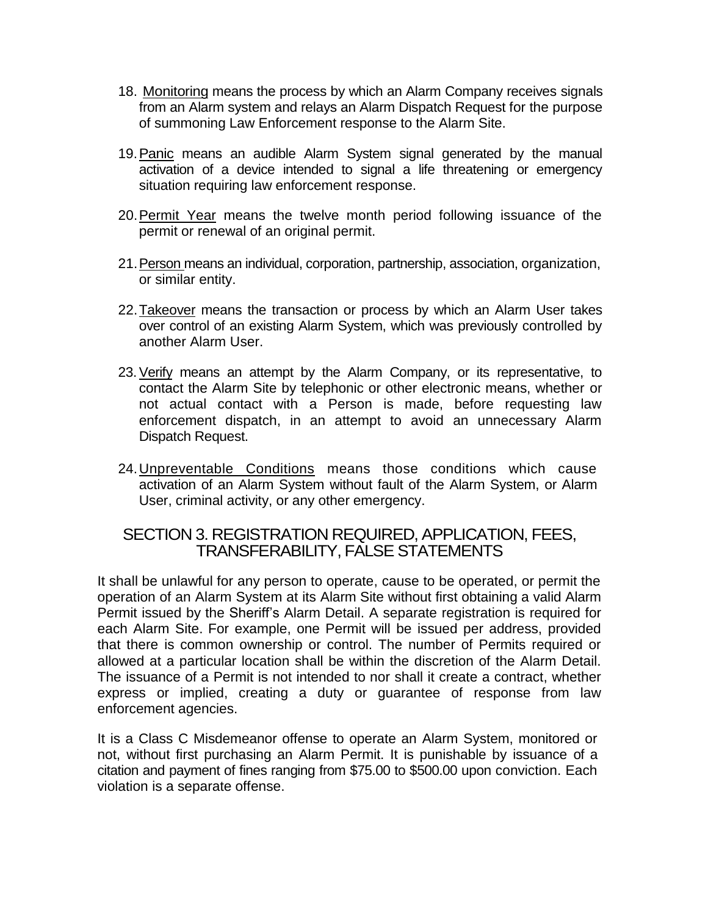18. Monitoring means the process by which an Alarm Company receives signals from an Alarm system and relays an Alarm Dispatch Request for the purpose of summoning Law Enforcement response to the Alarm Site.

19. Panic means an audible Alarm System signal generated by the manual activation of a device intended to signal a life threatening or emergency situation requiring law enforcement response.

20. Permit Year means the twelve month period following issuance of the permit or renewal of an original permit.

21. Person means an individual, corporation, partnership, association, organization, or similar entity.

22. Takeover means the transaction or process by which an Alarm User takes over control of an existing Alarm System, which was previously controlled by another Alarm User.

23. Verify means an attempt by the Alarm Company, or its representative, to contact the Alarm Site by telephonic or other electronic means, whether or not actual contact with a Person is made, before requesting law enforcement dispatch, in an attempt to avoid an unnecessary Alarm Dispatch Request.

24. Unpreventable Conditions means those conditions which cause activation of an Alarm System without fault of the Alarm System, or Alarm User, criminal activity, or any other emergency.

## SECTION 3. REGISTRATION REQUIRED, APPLICATION, FEES, TRANSFERABILITY, FALSE STATEMENTS

It shall be unlawful for any person to operate, cause to be operated, or permit the operation of an Alarm System at its Alarm Site without first obtaining a valid Alarm Permit issued by the Sheriff's Alarm Detail. A separate registration is required for each Alarm Site. For example, one Permit will be issued per address, provided that there is common ownership or control. The number of Permits required or allowed at a particular location shall be within the discretion of the Alarm Detail. The issuance of a Permit is not intended to nor shall it create a contract, whether express or implied, creating a duty or guarantee of response from law enforcement agencies.

It is a Class C Misdemeanor offense to operate an Alarm System, monitored or not, without first purchasing an Alarm Permit. It is punishable by issuance of a citation and payment of fines ranging from $75.00 to $500.00 upon conviction. Each violation is a separate offense.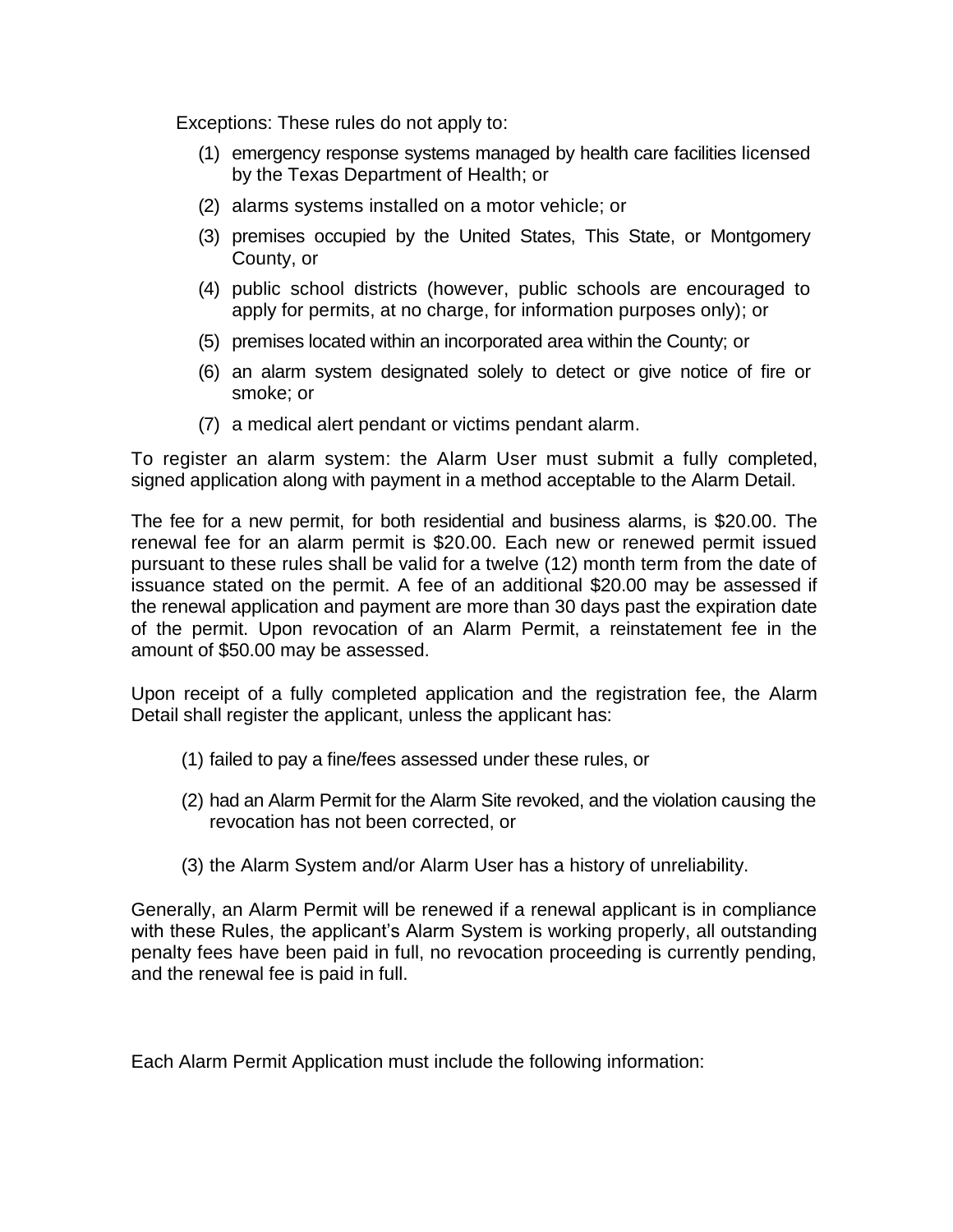Exceptions: These rules do not apply to:

(1) emergency response systems managed by health care facilities licensed by the Texas Department of Health; or

(2) alarms systems installed on a motor vehicle; or

(3) premises occupied by the United States, This State, or Montgomery County, or

(4) public school districts (however, public schools are encouraged to apply for permits, at no charge, for information purposes only); or

(5) premises located within an incorporated area within the County; or

(6) an alarm system designated solely to detect or give notice of fire or smoke; or

(7) a medical alert pendant or victims pendant alarm.

To register an alarm system: the Alarm User must submit a fully completed, signed application along with payment in a method acceptable to the Alarm Detail.

The fee for a new permit, for both residential and business alarms, is $20.00. The renewal fee for an alarm permit is $20.00. Each new or renewed permit issued pursuant to these rules shall be valid for a twelve (12) month term from the date of issuance stated on the permit. A fee of an additional $20.00 may be assessed if the renewal application and payment are more than 30 days past the expiration date of the permit. Upon revocation of an Alarm Permit, a reinstatement fee in the amount of $50.00 may be assessed.

Upon receipt of a fully completed application and the registration fee, the Alarm Detail shall register the applicant, unless the applicant has:

(1) failed to pay a fine/fees assessed under these rules, or

(2) had an Alarm Permit for the Alarm Site revoked, and the violation causing the revocation has not been corrected, or

(3) the Alarm System and/or Alarm User has a history of unreliability.

Generally, an Alarm Permit will be renewed if a renewal applicant is in compliance with these Rules, the applicant's Alarm System is working properly, all outstanding penalty fees have been paid in full, no revocation proceeding is currently pending, and the renewal fee is paid in full.

Each Alarm Permit Application must include the following information: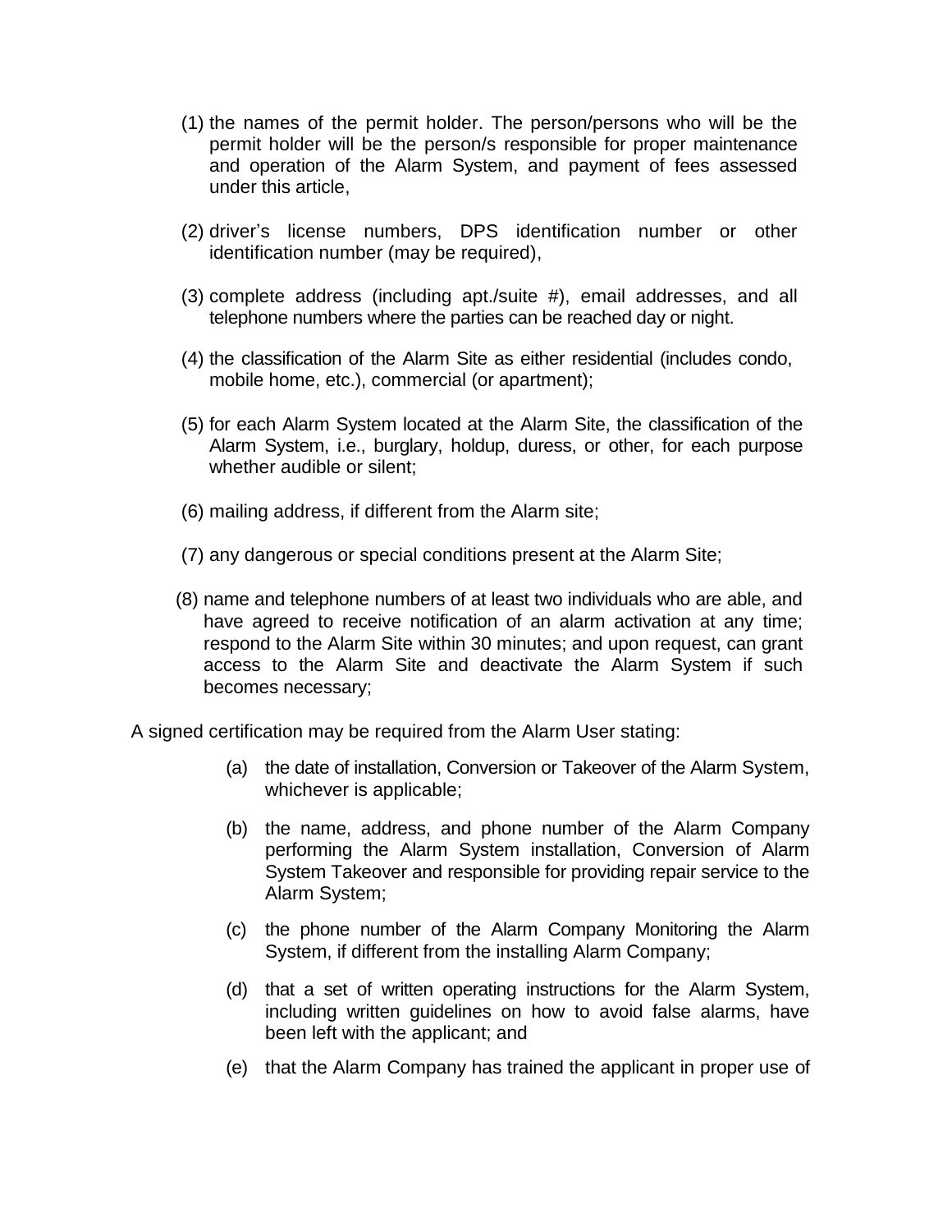(1) the names of the permit holder. The person/persons who will be the permit holder will be the person/s responsible for proper maintenance and operation of the Alarm System, and payment of fees assessed under this article,

(2) driver's license numbers, DPS identification number or other identification number (may be required),

(3) complete address (including apt./suite #), email addresses, and all telephone numbers where the parties can be reached day or night.

(4) the classification of the Alarm Site as either residential (includes condo, mobile home, etc.), commercial (or apartment);

(5) for each Alarm System located at the Alarm Site, the classification of the Alarm System, i.e., burglary, holdup, duress, or other, for each purpose whether audible or silent;

(6) mailing address, if different from the Alarm site;

(7) any dangerous or special conditions present at the Alarm Site;

(8) name and telephone numbers of at least two individuals who are able, and have agreed to receive notification of an alarm activation at any time; respond to the Alarm Site within 30 minutes; and upon request, can grant access to the Alarm Site and deactivate the Alarm System if such becomes necessary;

A signed certification may be required from the Alarm User stating:

(a) the date of installation, Conversion or Takeover of the Alarm System, whichever is applicable;

(b) the name, address, and phone number of the Alarm Company performing the Alarm System installation, Conversion of Alarm System Takeover and responsible for providing repair service to the Alarm System;

(c) the phone number of the Alarm Company Monitoring the Alarm System, if different from the installing Alarm Company;

(d) that a set of written operating instructions for the Alarm System, including written guidelines on how to avoid false alarms, have been left with the applicant; and

(e) that the Alarm Company has trained the applicant in proper use of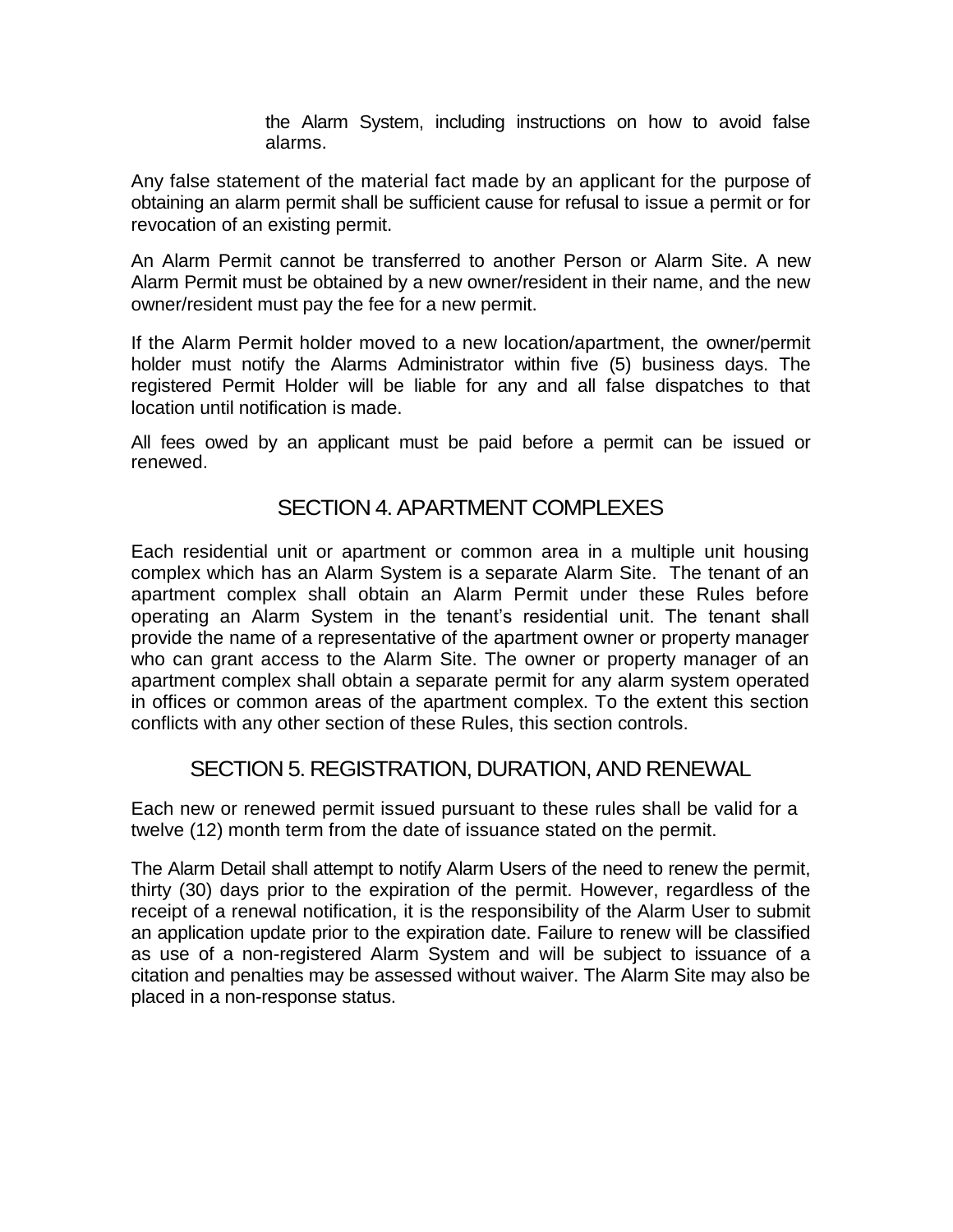the Alarm System, including instructions on how to avoid false alarms.

Any false statement of the material fact made by an applicant for the purpose of obtaining an alarm permit shall be sufficient cause for refusal to issue a permit or for revocation of an existing permit.

An Alarm Permit cannot be transferred to another Person or Alarm Site. A new Alarm Permit must be obtained by a new owner/resident in their name, and the new owner/resident must pay the fee for a new permit.

If the Alarm Permit holder moved to a new location/apartment, the owner/permit holder must notify the Alarms Administrator within five (5) business days. The registered Permit Holder will be liable for any and all false dispatches to that location until notification is made.

All fees owed by an applicant must be paid before a permit can be issued or renewed.

## SECTION 4. APARTMENT COMPLEXES

Each residential unit or apartment or common area in a multiple unit housing complex which has an Alarm System is a separate Alarm Site. The tenant of an apartment complex shall obtain an Alarm Permit under these Rules before operating an Alarm System in the tenant's residential unit. The tenant shall provide the name of a representative of the apartment owner or property manager who can grant access to the Alarm Site. The owner or property manager of an apartment complex shall obtain a separate permit for any alarm system operated in offices or common areas of the apartment complex. To the extent this section conflicts with any other section of these Rules, this section controls.

## SECTION 5. REGISTRATION, DURATION, AND RENEWAL

Each new or renewed permit issued pursuant to these rules shall be valid for a twelve (12) month term from the date of issuance stated on the permit.

The Alarm Detail shall attempt to notify Alarm Users of the need to renew the permit, thirty (30) days prior to the expiration of the permit. However, regardless of the receipt of a renewal notification, it is the responsibility of the Alarm User to submit an application update prior to the expiration date. Failure to renew will be classified as use of a non-registered Alarm System and will be subject to issuance of a citation and penalties may be assessed without waiver. The Alarm Site may also be placed in a non-response status.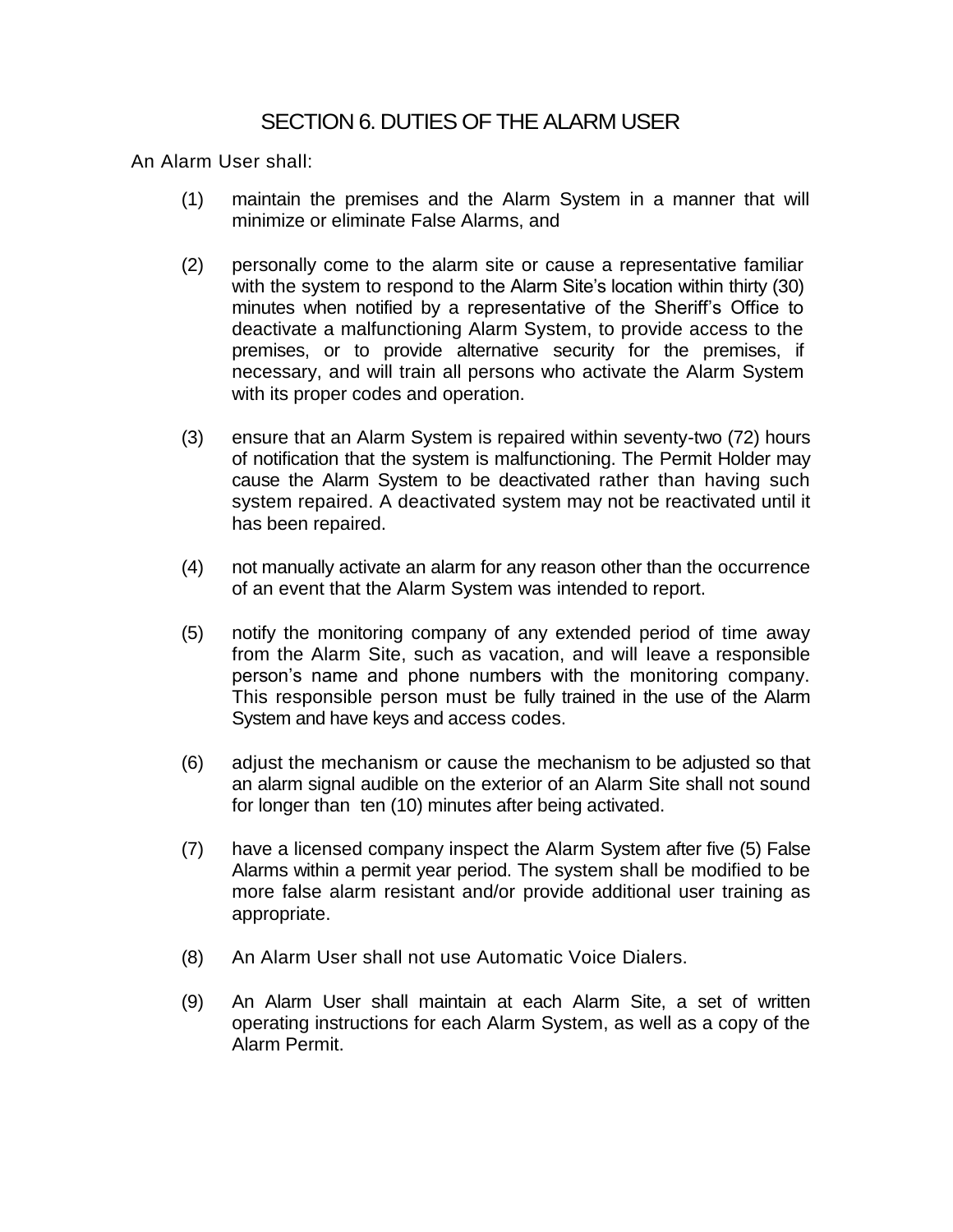## SECTION 6. DUTIES OF THE ALARM USER

An Alarm User shall:

(1) maintain the premises and the Alarm System in a manner that will minimize or eliminate False Alarms, and

(2) personally come to the alarm site or cause a representative familiar with the system to respond to the Alarm Site's location within thirty (30) minutes when notified by a representative of the Sheriff's Office to deactivate a malfunctioning Alarm System, to provide access to the premises, or to provide alternative security for the premises, if necessary, and will train all persons who activate the Alarm System with its proper codes and operation.

(3) ensure that an Alarm System is repaired within seventy-two (72) hours of notification that the system is malfunctioning. The Permit Holder may cause the Alarm System to be deactivated rather than having such system repaired. A deactivated system may not be reactivated until it has been repaired.

(4) not manually activate an alarm for any reason other than the occurrence of an event that the Alarm System was intended to report.

(5) notify the monitoring company of any extended period of time away from the Alarm Site, such as vacation, and will leave a responsible person's name and phone numbers with the monitoring company. This responsible person must be fully trained in the use of the Alarm System and have keys and access codes.

(6) adjust the mechanism or cause the mechanism to be adjusted so that an alarm signal audible on the exterior of an Alarm Site shall not sound for longer than ten (10) minutes after being activated.

(7) have a licensed company inspect the Alarm System after five (5) False Alarms within a permit year period. The system shall be modified to be more false alarm resistant and/or provide additional user training as appropriate.

(8) An Alarm User shall not use Automatic Voice Dialers.

(9) An Alarm User shall maintain at each Alarm Site, a set of written operating instructions for each Alarm System, as well as a copy of the Alarm Permit.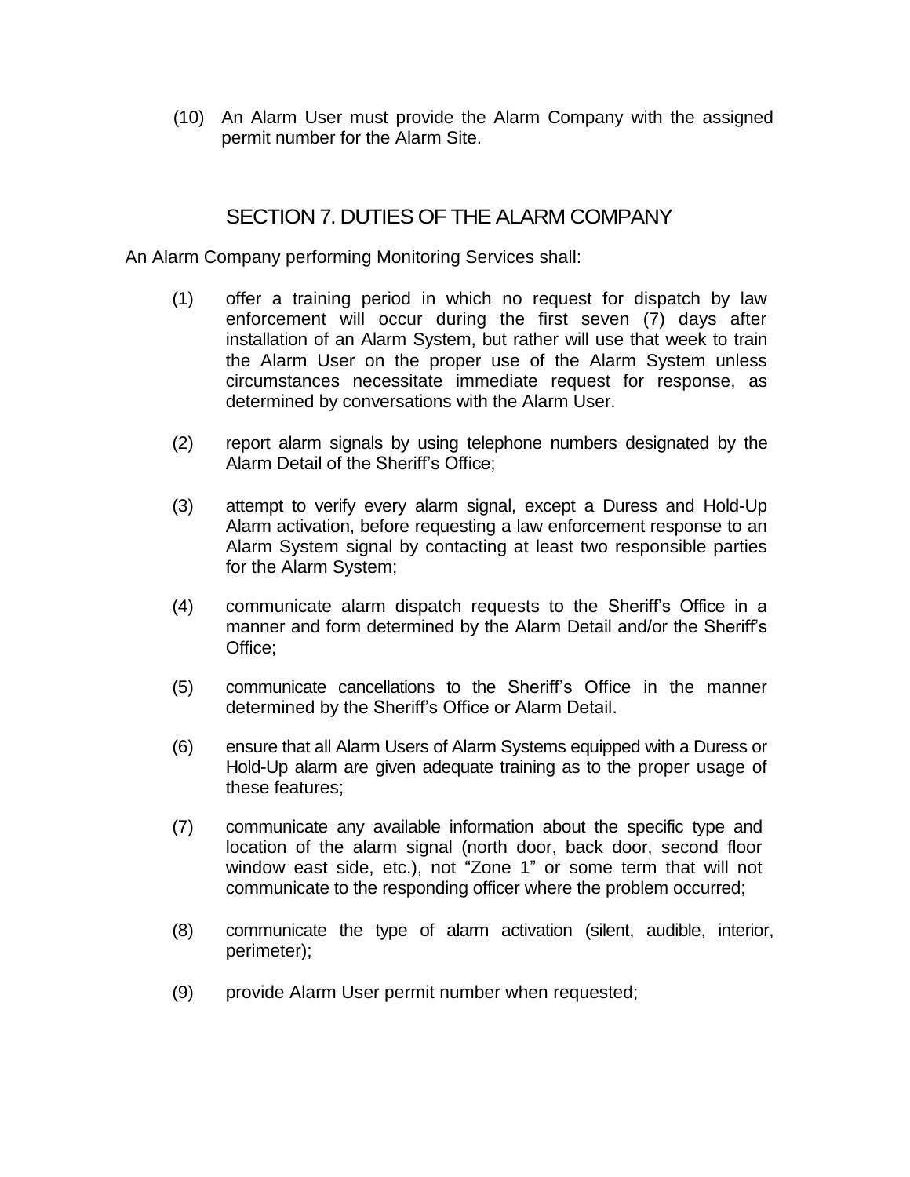(10) An Alarm User must provide the Alarm Company with the assigned permit number for the Alarm Site.

## SECTION 7. DUTIES OF THE ALARM COMPANY

An Alarm Company performing Monitoring Services shall:

(1) offer a training period in which no request for dispatch by law enforcement will occur during the first seven (7) days after installation of an Alarm System, but rather will use that week to train the Alarm User on the proper use of the Alarm System unless circumstances necessitate immediate request for response, as determined by conversations with the Alarm User.

(2) report alarm signals by using telephone numbers designated by the Alarm Detail of the Sheriff's Office;

(3) attempt to verify every alarm signal, except a Duress and Hold-Up Alarm activation, before requesting a law enforcement response to an Alarm System signal by contacting at least two responsible parties for the Alarm System;

(4) communicate alarm dispatch requests to the Sheriff's Office in a manner and form determined by the Alarm Detail and/or the Sheriff's Office;

(5) communicate cancellations to the Sheriff's Office in the manner determined by the Sheriff's Office or Alarm Detail.

(6) ensure that all Alarm Users of Alarm Systems equipped with a Duress or Hold-Up alarm are given adequate training as to the proper usage of these features;

(7) communicate any available information about the specific type and location of the alarm signal (north door, back door, second floor window east side, etc.), not "Zone 1" or some term that will not communicate to the responding officer where the problem occurred;

(8) communicate the type of alarm activation (silent, audible, interior, perimeter);

(9) provide Alarm User permit number when requested;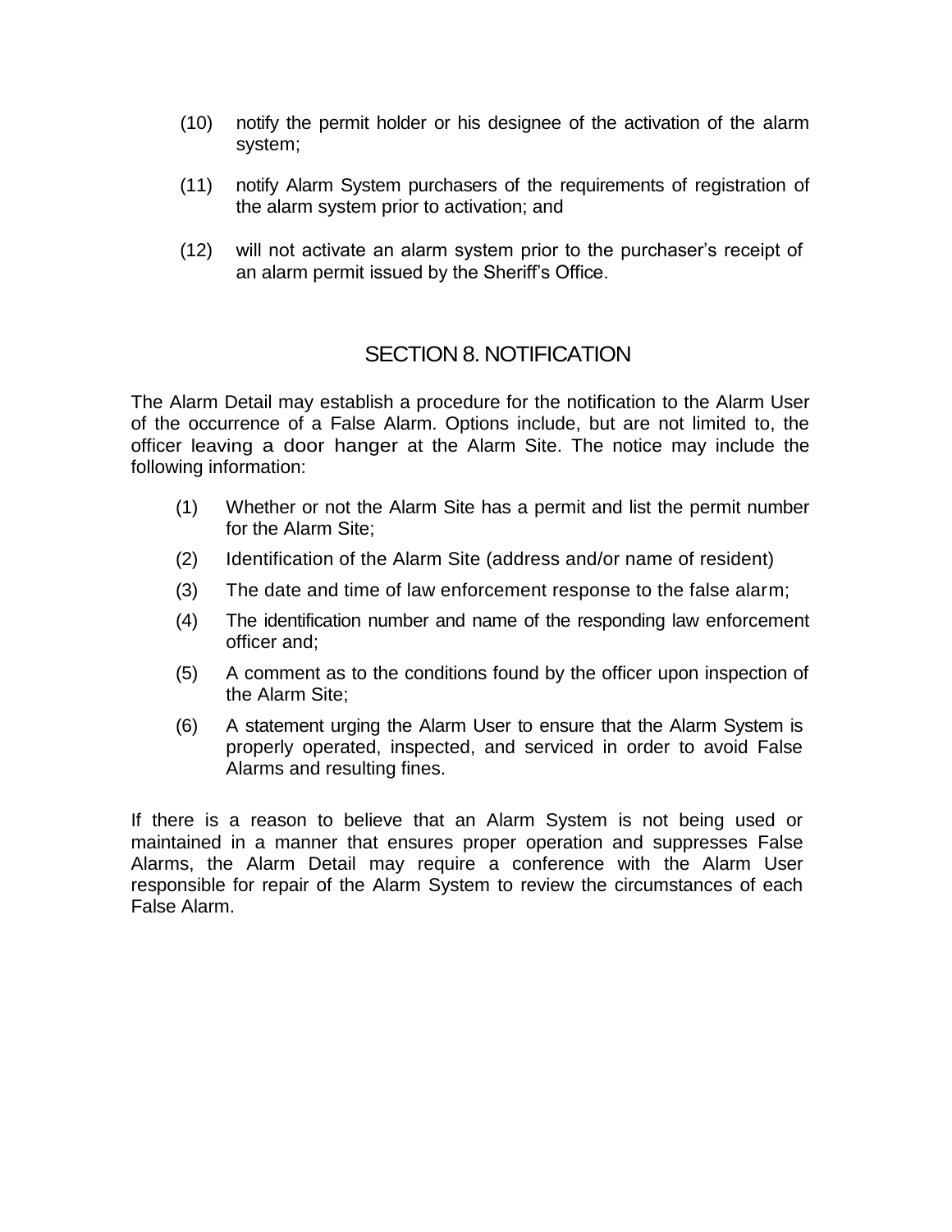(10) notify the permit holder or his designee of the activation of the alarm system;

(11) notify Alarm System purchasers of the requirements of registration of the alarm system prior to activation; and

(12) will not activate an alarm system prior to the purchaser's receipt of an alarm permit issued by the Sheriff's Office.

## SECTION 8. NOTIFICATION

The Alarm Detail may establish a procedure for the notification to the Alarm User of the occurrence of a False Alarm. Options include, but are not limited to, the officer leaving a door hanger at the Alarm Site. The notice may include the following information:

(1) Whether or not the Alarm Site has a permit and list the permit number for the Alarm Site;

(2) Identification of the Alarm Site (address and/or name of resident)

(3) The date and time of law enforcement response to the false alarm;

(4) The identification number and name of the responding law enforcement officer and;

(5) A comment as to the conditions found by the officer upon inspection of the Alarm Site;

(6) A statement urging the Alarm User to ensure that the Alarm System is properly operated, inspected, and serviced in order to avoid False Alarms and resulting fines.

If there is a reason to believe that an Alarm System is not being used or maintained in a manner that ensures proper operation and suppresses False Alarms, the Alarm Detail may require a conference with the Alarm User responsible for repair of the Alarm System to review the circumstances of each False Alarm.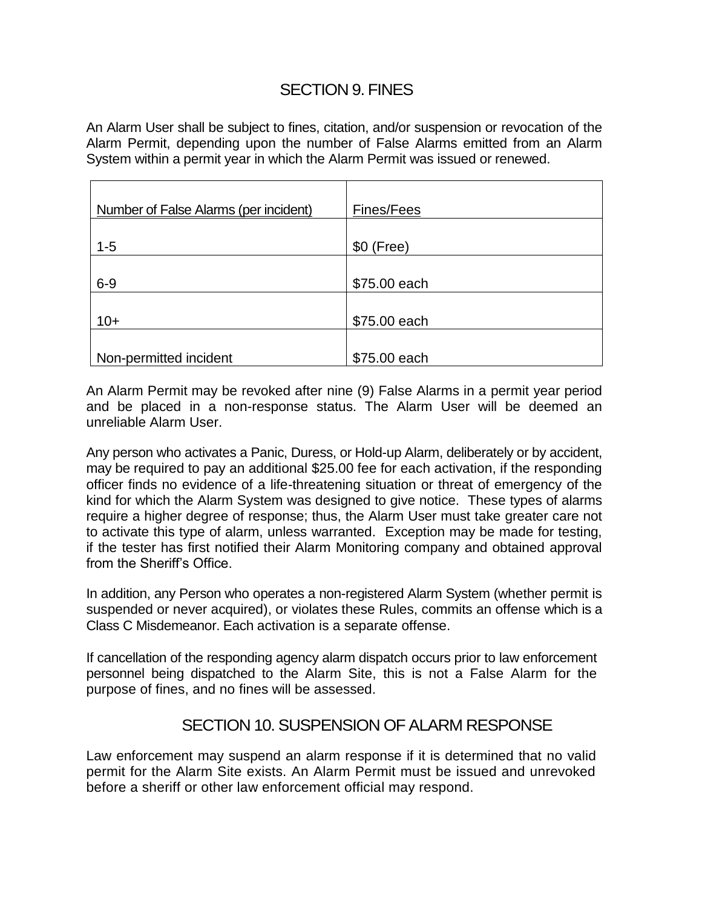## SECTION 9. FINES

An Alarm User shall be subject to fines, citation, and/or suspension or revocation of the Alarm Permit, depending upon the number of False Alarms emitted from an Alarm System within a permit year in which the Alarm Permit was issued or renewed.

| Number of False Alarms (per incident) | Fines/Fees |
|---|---|
| 1-5 | $0 (Free) |
| 6-9 | $75.00 each |
| 10+ | $75.00 each |
| Non-permitted incident | $75.00 each |

An Alarm Permit may be revoked after nine (9) False Alarms in a permit year period and be placed in a non-response status. The Alarm User will be deemed an unreliable Alarm User.

Any person who activates a Panic, Duress, or Hold-up Alarm, deliberately or by accident, may be required to pay an additional $25.00 fee for each activation, if the responding officer finds no evidence of a life-threatening situation or threat of emergency of the kind for which the Alarm System was designed to give notice. These types of alarms require a higher degree of response; thus, the Alarm User must take greater care not to activate this type of alarm, unless warranted. Exception may be made for testing, if the tester has first notified their Alarm Monitoring company and obtained approval from the Sheriff's Office.

In addition, any Person who operates a non-registered Alarm System (whether permit is suspended or never acquired), or violates these Rules, commits an offense which is a Class C Misdemeanor. Each activation is a separate offense.

If cancellation of the responding agency alarm dispatch occurs prior to law enforcement personnel being dispatched to the Alarm Site, this is not a False Alarm for the purpose of fines, and no fines will be assessed.

## SECTION 10. SUSPENSION OF ALARM RESPONSE

Law enforcement may suspend an alarm response if it is determined that no valid permit for the Alarm Site exists. An Alarm Permit must be issued and unrevoked before a sheriff or other law enforcement official may respond.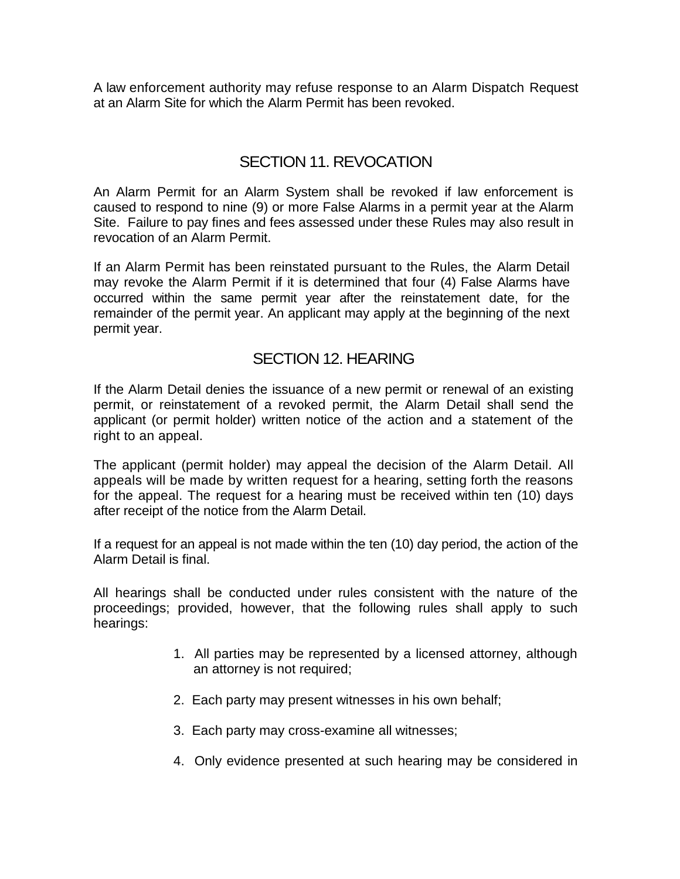A law enforcement authority may refuse response to an Alarm Dispatch Request at an Alarm Site for which the Alarm Permit has been revoked.

## SECTION 11. REVOCATION

An Alarm Permit for an Alarm System shall be revoked if law enforcement is caused to respond to nine (9) or more False Alarms in a permit year at the Alarm Site. Failure to pay fines and fees assessed under these Rules may also result in revocation of an Alarm Permit.

If an Alarm Permit has been reinstated pursuant to the Rules, the Alarm Detail may revoke the Alarm Permit if it is determined that four (4) False Alarms have occurred within the same permit year after the reinstatement date, for the remainder of the permit year. An applicant may apply at the beginning of the next permit year.

## SECTION 12. HEARING

If the Alarm Detail denies the issuance of a new permit or renewal of an existing permit, or reinstatement of a revoked permit, the Alarm Detail shall send the applicant (or permit holder) written notice of the action and a statement of the right to an appeal.

The applicant (permit holder) may appeal the decision of the Alarm Detail. All appeals will be made by written request for a hearing, setting forth the reasons for the appeal. The request for a hearing must be received within ten (10) days after receipt of the notice from the Alarm Detail.

If a request for an appeal is not made within the ten (10) day period, the action of the Alarm Detail is final.

All hearings shall be conducted under rules consistent with the nature of the proceedings; provided, however, that the following rules shall apply to such hearings:

1. All parties may be represented by a licensed attorney, although an attorney is not required;
2. Each party may present witnesses in his own behalf;
3. Each party may cross-examine all witnesses;
4. Only evidence presented at such hearing may be considered in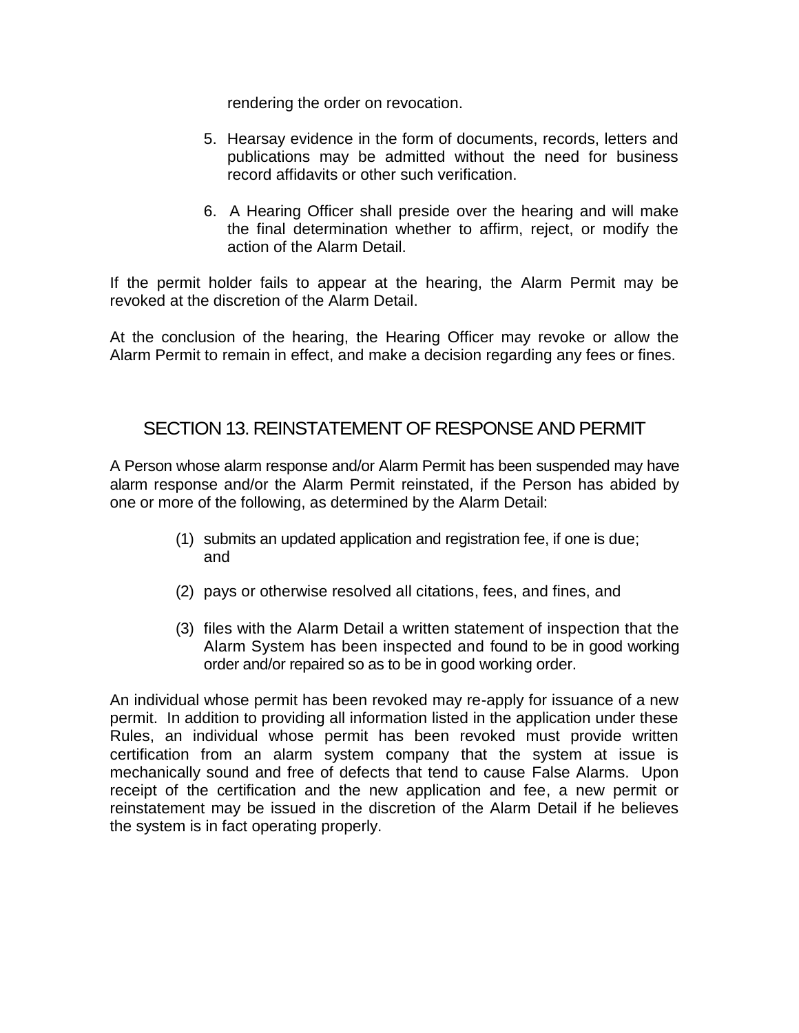rendering the order on revocation.

5. Hearsay evidence in the form of documents, records, letters and publications may be admitted without the need for business record affidavits or other such verification.

6. A Hearing Officer shall preside over the hearing and will make the final determination whether to affirm, reject, or modify the action of the Alarm Detail.

If the permit holder fails to appear at the hearing, the Alarm Permit may be revoked at the discretion of the Alarm Detail.

At the conclusion of the hearing, the Hearing Officer may revoke or allow the Alarm Permit to remain in effect, and make a decision regarding any fees or fines.

## SECTION 13. REINSTATEMENT OF RESPONSE AND PERMIT

A Person whose alarm response and/or Alarm Permit has been suspended may have alarm response and/or the Alarm Permit reinstated, if the Person has abided by one or more of the following, as determined by the Alarm Detail:

(1) submits an updated application and registration fee, if one is due; and

(2) pays or otherwise resolved all citations, fees, and fines, and

(3) files with the Alarm Detail a written statement of inspection that the Alarm System has been inspected and found to be in good working order and/or repaired so as to be in good working order.

An individual whose permit has been revoked may re-apply for issuance of a new permit. In addition to providing all information listed in the application under these Rules, an individual whose permit has been revoked must provide written certification from an alarm system company that the system at issue is mechanically sound and free of defects that tend to cause False Alarms. Upon receipt of the certification and the new application and fee, a new permit or reinstatement may be issued in the discretion of the Alarm Detail if he believes the system is in fact operating properly.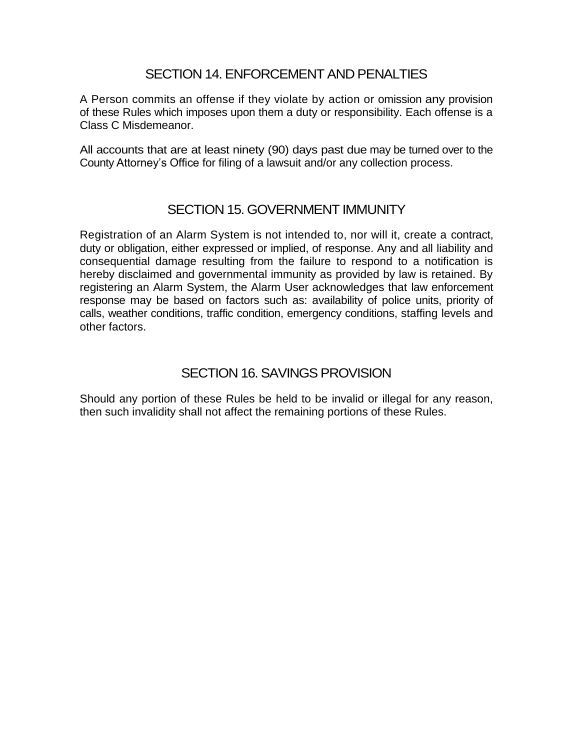## SECTION 14. ENFORCEMENT AND PENALTIES

A Person commits an offense if they violate by action or omission any provision of these Rules which imposes upon them a duty or responsibility. Each offense is a Class C Misdemeanor.

All accounts that are at least ninety (90) days past due may be turned over to the County Attorney's Office for filing of a lawsuit and/or any collection process.

## SECTION 15. GOVERNMENT IMMUNITY

Registration of an Alarm System is not intended to, nor will it, create a contract, duty or obligation, either expressed or implied, of response. Any and all liability and consequential damage resulting from the failure to respond to a notification is hereby disclaimed and governmental immunity as provided by law is retained. By registering an Alarm System, the Alarm User acknowledges that law enforcement response may be based on factors such as: availability of police units, priority of calls, weather conditions, traffic condition, emergency conditions, staffing levels and other factors.

## SECTION 16. SAVINGS PROVISION

Should any portion of these Rules be held to be invalid or illegal for any reason, then such invalidity shall not affect the remaining portions of these Rules.